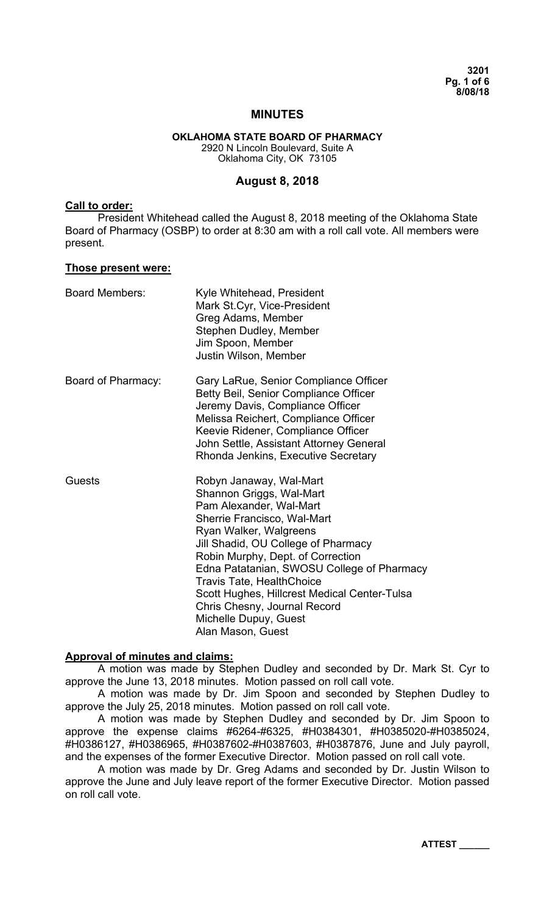# MINUTES

## OKLAHOMA STATE BOARD OF PHARMACY

2920 N Lincoln Boulevard, Suite A
Oklahoma City, OK 73105

## August 8, 2018

**Call to order:**

President Whitehead called the August 8, 2018 meeting of the Oklahoma State Board of Pharmacy (OSBP) to order at 8:30 am with a roll call vote. All members were present.

**Those present were:**

| | |
|---|---|
| Board Members: | Kyle Whitehead, President<br>Mark St.Cyr, Vice-President<br>Greg Adams, Member<br>Stephen Dudley, Member<br>Jim Spoon, Member<br>Justin Wilson, Member |
| Board of Pharmacy: | Gary LaRue, Senior Compliance Officer<br>Betty Beil, Senior Compliance Officer<br>Jeremy Davis, Compliance Officer<br>Melissa Reichert, Compliance Officer<br>Keevie Ridener, Compliance Officer<br>John Settle, Assistant Attorney General<br>Rhonda Jenkins, Executive Secretary |
| Guests | Robyn Janaway, Wal-Mart<br>Shannon Griggs, Wal-Mart<br>Pam Alexander, Wal-Mart<br>Sherrie Francisco, Wal-Mart<br>Ryan Walker, Walgreens<br>Jill Shadid, OU College of Pharmacy<br>Robin Murphy, Dept. of Correction<br>Edna Patatanian, SWOSU College of Pharmacy<br>Travis Tate, HealthChoice<br>Scott Hughes, Hillcrest Medical Center-Tulsa<br>Chris Chesny, Journal Record<br>Michelle Dupuy, Guest<br>Alan Mason, Guest |

**Approval of minutes and claims:**

A motion was made by Stephen Dudley and seconded by Dr. Mark St. Cyr to approve the June 13, 2018 minutes. Motion passed on roll call vote.

A motion was made by Dr. Jim Spoon and seconded by Stephen Dudley to approve the July 25, 2018 minutes. Motion passed on roll call vote.

A motion was made by Stephen Dudley and seconded by Dr. Jim Spoon to approve the expense claims #6264-#6325, #H0384301, #H0385020-#H0385024, #H0386127, #H0386965, #H0387602-#H0387603, #H0387876, June and July payroll, and the expenses of the former Executive Director. Motion passed on roll call vote.

A motion was made by Dr. Greg Adams and seconded by Dr. Justin Wilson to approve the June and July leave report of the former Executive Director. Motion passed on roll call vote.

**ATTEST \_\_\_\_\_\_**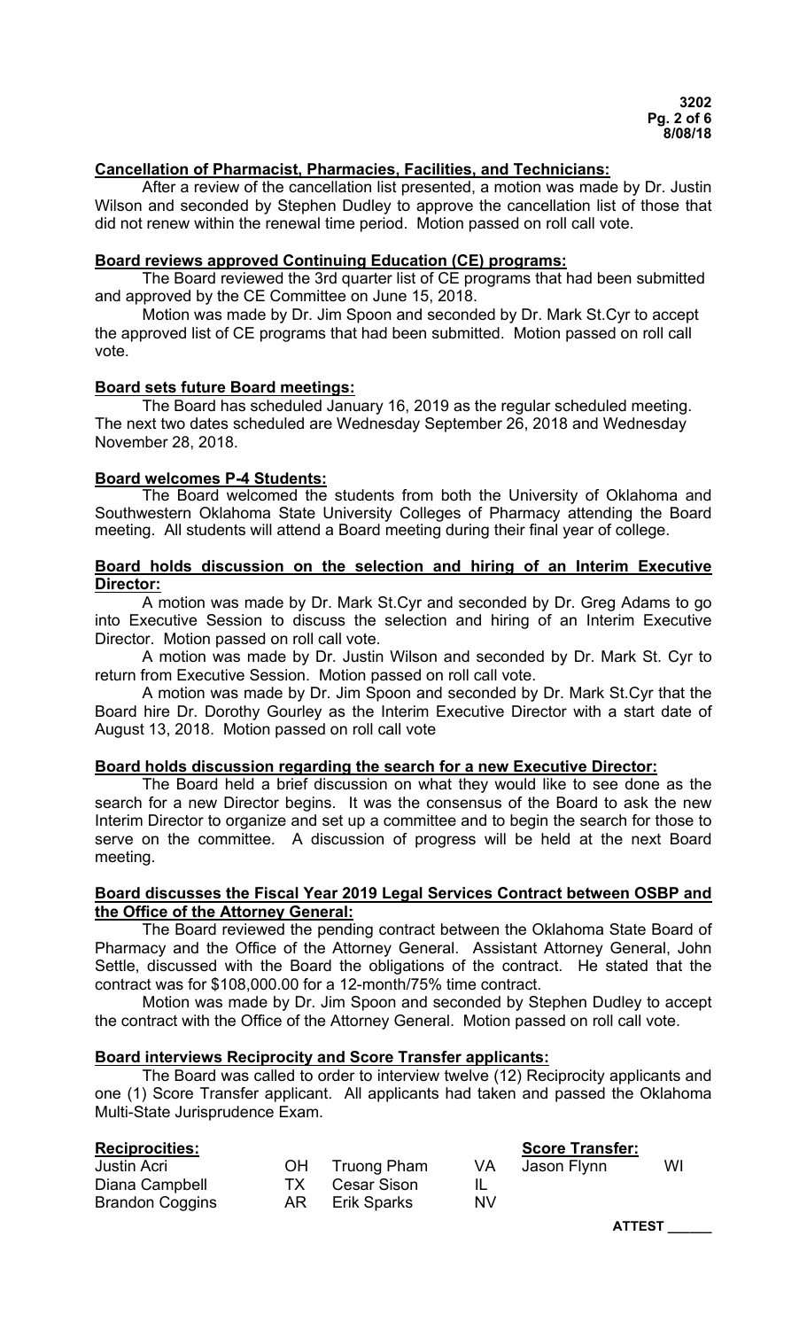**Cancellation of Pharmacist, Pharmacies, Facilities, and Technicians:**

After a review of the cancellation list presented, a motion was made by Dr. Justin Wilson and seconded by Stephen Dudley to approve the cancellation list of those that did not renew within the renewal time period. Motion passed on roll call vote.

**Board reviews approved Continuing Education (CE) programs:**

The Board reviewed the 3rd quarter list of CE programs that had been submitted and approved by the CE Committee on June 15, 2018.

Motion was made by Dr. Jim Spoon and seconded by Dr. Mark St.Cyr to accept the approved list of CE programs that had been submitted. Motion passed on roll call vote.

**Board sets future Board meetings:**

The Board has scheduled January 16, 2019 as the regular scheduled meeting. The next two dates scheduled are Wednesday September 26, 2018 and Wednesday November 28, 2018.

**Board welcomes P-4 Students:**

The Board welcomed the students from both the University of Oklahoma and Southwestern Oklahoma State University Colleges of Pharmacy attending the Board meeting. All students will attend a Board meeting during their final year of college.

**Board holds discussion on the selection and hiring of an Interim Executive Director:**

A motion was made by Dr. Mark St.Cyr and seconded by Dr. Greg Adams to go into Executive Session to discuss the selection and hiring of an Interim Executive Director. Motion passed on roll call vote.

A motion was made by Dr. Justin Wilson and seconded by Dr. Mark St. Cyr to return from Executive Session. Motion passed on roll call vote.

A motion was made by Dr. Jim Spoon and seconded by Dr. Mark St.Cyr that the Board hire Dr. Dorothy Gourley as the Interim Executive Director with a start date of August 13, 2018. Motion passed on roll call vote

**Board holds discussion regarding the search for a new Executive Director:**

The Board held a brief discussion on what they would like to see done as the search for a new Director begins. It was the consensus of the Board to ask the new Interim Director to organize and set up a committee and to begin the search for those to serve on the committee. A discussion of progress will be held at the next Board meeting.

**Board discusses the Fiscal Year 2019 Legal Services Contract between OSBP and the Office of the Attorney General:**

The Board reviewed the pending contract between the Oklahoma State Board of Pharmacy and the Office of the Attorney General. Assistant Attorney General, John Settle, discussed with the Board the obligations of the contract. He stated that the contract was for $108,000.00 for a 12-month/75% time contract.

Motion was made by Dr. Jim Spoon and seconded by Stephen Dudley to accept the contract with the Office of the Attorney General. Motion passed on roll call vote.

**Board interviews Reciprocity and Score Transfer applicants:**

The Board was called to order to interview twelve (12) Reciprocity applicants and one (1) Score Transfer applicant. All applicants had taken and passed the Oklahoma Multi-State Jurisprudence Exam.

| **Reciprocities:** | | | | **Score Transfer:** | |
|---|---|---|---|---|---|
| Justin Acri | OH | Truong Pham | VA | Jason Flynn | WI |
| Diana Campbell | TX | Cesar Sison | IL | | |
| Brandon Coggins | AR | Erik Sparks | NV | | |

**ATTEST \_\_\_\_\_\_**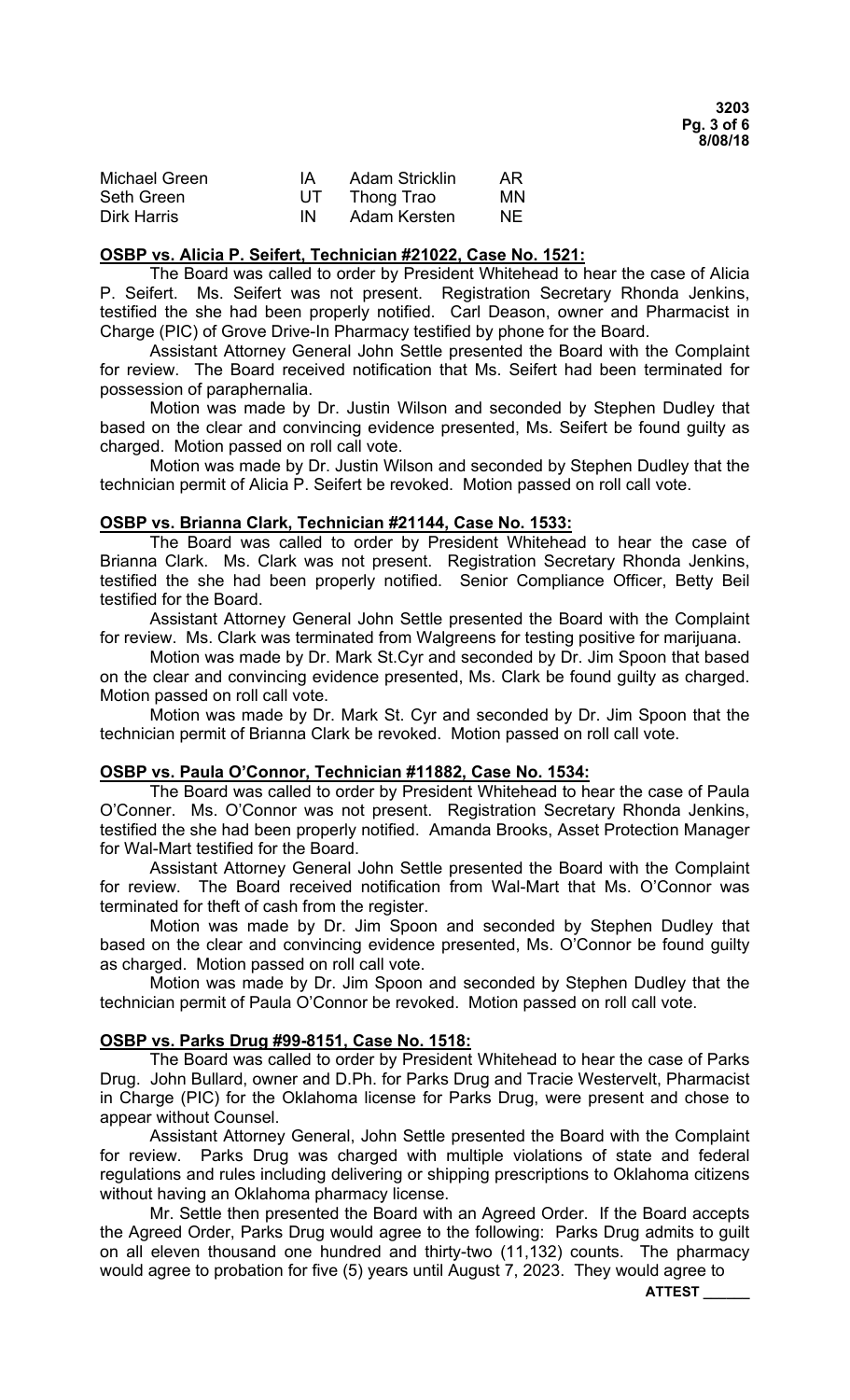| | | | |
|---|---|---|---|
| Michael Green | IA | Adam Stricklin | AR |
| Seth Green | UT | Thong Trao | MN |
| Dirk Harris | IN | Adam Kersten | NE |

**OSBP vs. Alicia P. Seifert, Technician #21022, Case No. 1521:**

The Board was called to order by President Whitehead to hear the case of Alicia P. Seifert. Ms. Seifert was not present. Registration Secretary Rhonda Jenkins, testified the she had been properly notified. Carl Deason, owner and Pharmacist in Charge (PIC) of Grove Drive-In Pharmacy testified by phone for the Board.

Assistant Attorney General John Settle presented the Board with the Complaint for review. The Board received notification that Ms. Seifert had been terminated for possession of paraphernalia.

Motion was made by Dr. Justin Wilson and seconded by Stephen Dudley that based on the clear and convincing evidence presented, Ms. Seifert be found guilty as charged. Motion passed on roll call vote.

Motion was made by Dr. Justin Wilson and seconded by Stephen Dudley that the technician permit of Alicia P. Seifert be revoked. Motion passed on roll call vote.

**OSBP vs. Brianna Clark, Technician #21144, Case No. 1533:**

The Board was called to order by President Whitehead to hear the case of Brianna Clark. Ms. Clark was not present. Registration Secretary Rhonda Jenkins, testified the she had been properly notified. Senior Compliance Officer, Betty Beil testified for the Board.

Assistant Attorney General John Settle presented the Board with the Complaint for review. Ms. Clark was terminated from Walgreens for testing positive for marijuana.

Motion was made by Dr. Mark St.Cyr and seconded by Dr. Jim Spoon that based on the clear and convincing evidence presented, Ms. Clark be found guilty as charged. Motion passed on roll call vote.

Motion was made by Dr. Mark St. Cyr and seconded by Dr. Jim Spoon that the technician permit of Brianna Clark be revoked. Motion passed on roll call vote.

**OSBP vs. Paula O'Connor, Technician #11882, Case No. 1534:**

The Board was called to order by President Whitehead to hear the case of Paula O'Conner. Ms. O'Connor was not present. Registration Secretary Rhonda Jenkins, testified the she had been properly notified. Amanda Brooks, Asset Protection Manager for Wal-Mart testified for the Board.

Assistant Attorney General John Settle presented the Board with the Complaint for review. The Board received notification from Wal-Mart that Ms. O'Connor was terminated for theft of cash from the register.

Motion was made by Dr. Jim Spoon and seconded by Stephen Dudley that based on the clear and convincing evidence presented, Ms. O'Connor be found guilty as charged. Motion passed on roll call vote.

Motion was made by Dr. Jim Spoon and seconded by Stephen Dudley that the technician permit of Paula O'Connor be revoked. Motion passed on roll call vote.

**OSBP vs. Parks Drug #99-8151, Case No. 1518:**

The Board was called to order by President Whitehead to hear the case of Parks Drug. John Bullard, owner and D.Ph. for Parks Drug and Tracie Westervelt, Pharmacist in Charge (PIC) for the Oklahoma license for Parks Drug, were present and chose to appear without Counsel.

Assistant Attorney General, John Settle presented the Board with the Complaint for review. Parks Drug was charged with multiple violations of state and federal regulations and rules including delivering or shipping prescriptions to Oklahoma citizens without having an Oklahoma pharmacy license.

Mr. Settle then presented the Board with an Agreed Order. If the Board accepts the Agreed Order, Parks Drug would agree to the following: Parks Drug admits to guilt on all eleven thousand one hundred and thirty-two (11,132) counts. The pharmacy would agree to probation for five (5) years until August 7, 2023. They would agree to

**ATTEST \_\_\_\_\_\_**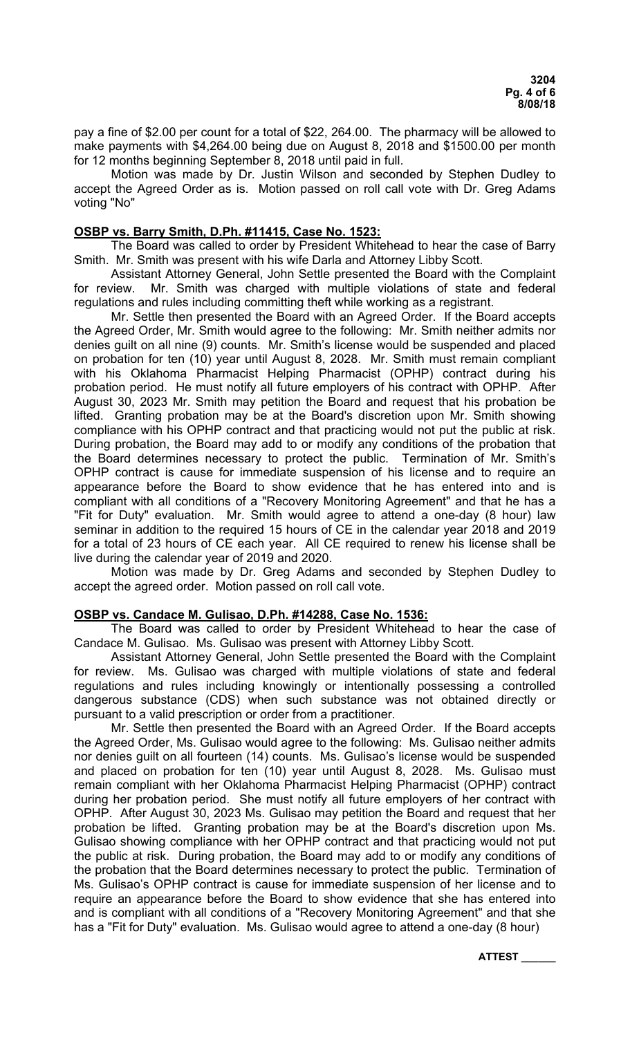pay a fine of $2.00 per count for a total of $22, 264.00. The pharmacy will be allowed to make payments with $4,264.00 being due on August 8, 2018 and $1500.00 per month for 12 months beginning September 8, 2018 until paid in full.

Motion was made by Dr. Justin Wilson and seconded by Stephen Dudley to accept the Agreed Order as is. Motion passed on roll call vote with Dr. Greg Adams voting "No"

**OSBP vs. Barry Smith, D.Ph. #11415, Case No. 1523:**

The Board was called to order by President Whitehead to hear the case of Barry Smith. Mr. Smith was present with his wife Darla and Attorney Libby Scott.

Assistant Attorney General, John Settle presented the Board with the Complaint for review. Mr. Smith was charged with multiple violations of state and federal regulations and rules including committing theft while working as a registrant.

Mr. Settle then presented the Board with an Agreed Order. If the Board accepts the Agreed Order, Mr. Smith would agree to the following: Mr. Smith neither admits nor denies guilt on all nine (9) counts. Mr. Smith's license would be suspended and placed on probation for ten (10) year until August 8, 2028. Mr. Smith must remain compliant with his Oklahoma Pharmacist Helping Pharmacist (OPHP) contract during his probation period. He must notify all future employers of his contract with OPHP. After August 30, 2023 Mr. Smith may petition the Board and request that his probation be lifted. Granting probation may be at the Board's discretion upon Mr. Smith showing compliance with his OPHP contract and that practicing would not put the public at risk. During probation, the Board may add to or modify any conditions of the probation that the Board determines necessary to protect the public. Termination of Mr. Smith's OPHP contract is cause for immediate suspension of his license and to require an appearance before the Board to show evidence that he has entered into and is compliant with all conditions of a "Recovery Monitoring Agreement" and that he has a "Fit for Duty" evaluation. Mr. Smith would agree to attend a one-day (8 hour) law seminar in addition to the required 15 hours of CE in the calendar year 2018 and 2019 for a total of 23 hours of CE each year. All CE required to renew his license shall be live during the calendar year of 2019 and 2020.

Motion was made by Dr. Greg Adams and seconded by Stephen Dudley to accept the agreed order. Motion passed on roll call vote.

**OSBP vs. Candace M. Gulisao, D.Ph. #14288, Case No. 1536:**

The Board was called to order by President Whitehead to hear the case of Candace M. Gulisao. Ms. Gulisao was present with Attorney Libby Scott.

Assistant Attorney General, John Settle presented the Board with the Complaint for review. Ms. Gulisao was charged with multiple violations of state and federal regulations and rules including knowingly or intentionally possessing a controlled dangerous substance (CDS) when such substance was not obtained directly or pursuant to a valid prescription or order from a practitioner.

Mr. Settle then presented the Board with an Agreed Order. If the Board accepts the Agreed Order, Ms. Gulisao would agree to the following: Ms. Gulisao neither admits nor denies guilt on all fourteen (14) counts. Ms. Gulisao's license would be suspended and placed on probation for ten (10) year until August 8, 2028. Ms. Gulisao must remain compliant with her Oklahoma Pharmacist Helping Pharmacist (OPHP) contract during her probation period. She must notify all future employers of her contract with OPHP. After August 30, 2023 Ms. Gulisao may petition the Board and request that her probation be lifted. Granting probation may be at the Board's discretion upon Ms. Gulisao showing compliance with her OPHP contract and that practicing would not put the public at risk. During probation, the Board may add to or modify any conditions of the probation that the Board determines necessary to protect the public. Termination of Ms. Gulisao's OPHP contract is cause for immediate suspension of her license and to require an appearance before the Board to show evidence that she has entered into and is compliant with all conditions of a "Recovery Monitoring Agreement" and that she has a "Fit for Duty" evaluation. Ms. Gulisao would agree to attend a one-day (8 hour)

ATTEST ______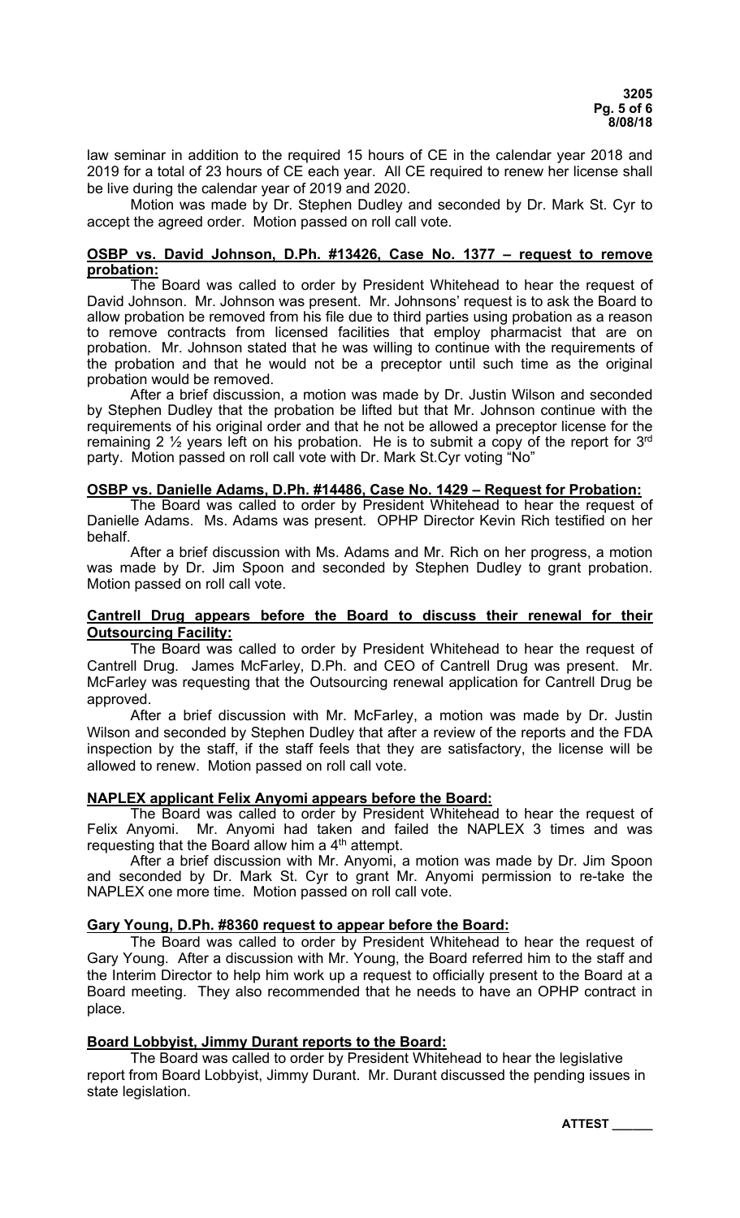law seminar in addition to the required 15 hours of CE in the calendar year 2018 and 2019 for a total of 23 hours of CE each year. All CE required to renew her license shall be live during the calendar year of 2019 and 2020.

Motion was made by Dr. Stephen Dudley and seconded by Dr. Mark St. Cyr to accept the agreed order. Motion passed on roll call vote.

**OSBP vs. David Johnson, D.Ph. #13426, Case No. 1377 – request to remove probation:**

The Board was called to order by President Whitehead to hear the request of David Johnson. Mr. Johnson was present. Mr. Johnsons' request is to ask the Board to allow probation be removed from his file due to third parties using probation as a reason to remove contracts from licensed facilities that employ pharmacist that are on probation. Mr. Johnson stated that he was willing to continue with the requirements of the probation and that he would not be a preceptor until such time as the original probation would be removed.

After a brief discussion, a motion was made by Dr. Justin Wilson and seconded by Stephen Dudley that the probation be lifted but that Mr. Johnson continue with the requirements of his original order and that he not be allowed a preceptor license for the remaining 2 ½ years left on his probation. He is to submit a copy of the report for 3rd party. Motion passed on roll call vote with Dr. Mark St.Cyr voting "No"

**OSBP vs. Danielle Adams, D.Ph. #14486, Case No. 1429 – Request for Probation:**

The Board was called to order by President Whitehead to hear the request of Danielle Adams. Ms. Adams was present. OPHP Director Kevin Rich testified on her behalf.

After a brief discussion with Ms. Adams and Mr. Rich on her progress, a motion was made by Dr. Jim Spoon and seconded by Stephen Dudley to grant probation. Motion passed on roll call vote.

**Cantrell Drug appears before the Board to discuss their renewal for their Outsourcing Facility:**

The Board was called to order by President Whitehead to hear the request of Cantrell Drug. James McFarley, D.Ph. and CEO of Cantrell Drug was present. Mr. McFarley was requesting that the Outsourcing renewal application for Cantrell Drug be approved.

After a brief discussion with Mr. McFarley, a motion was made by Dr. Justin Wilson and seconded by Stephen Dudley that after a review of the reports and the FDA inspection by the staff, if the staff feels that they are satisfactory, the license will be allowed to renew. Motion passed on roll call vote.

**NAPLEX applicant Felix Anyomi appears before the Board:**

The Board was called to order by President Whitehead to hear the request of Felix Anyomi. Mr. Anyomi had taken and failed the NAPLEX 3 times and was requesting that the Board allow him a 4th attempt.

After a brief discussion with Mr. Anyomi, a motion was made by Dr. Jim Spoon and seconded by Dr. Mark St. Cyr to grant Mr. Anyomi permission to re-take the NAPLEX one more time. Motion passed on roll call vote.

**Gary Young, D.Ph. #8360 request to appear before the Board:**

The Board was called to order by President Whitehead to hear the request of Gary Young. After a discussion with Mr. Young, the Board referred him to the staff and the Interim Director to help him work up a request to officially present to the Board at a Board meeting. They also recommended that he needs to have an OPHP contract in place.

**Board Lobbyist, Jimmy Durant reports to the Board:**

The Board was called to order by President Whitehead to hear the legislative report from Board Lobbyist, Jimmy Durant. Mr. Durant discussed the pending issues in state legislation.

**ATTEST \_\_\_\_\_\_**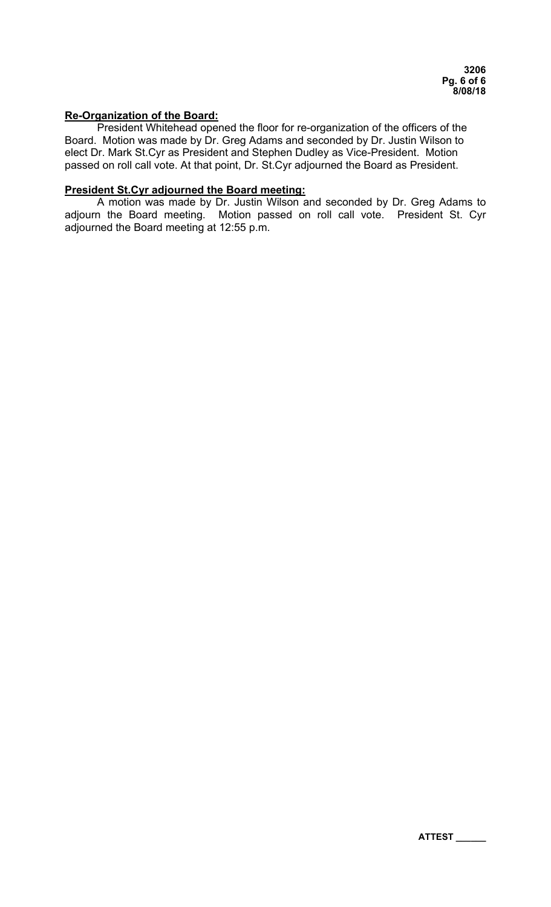**Re-Organization of the Board:**

President Whitehead opened the floor for re-organization of the officers of the Board. Motion was made by Dr. Greg Adams and seconded by Dr. Justin Wilson to elect Dr. Mark St.Cyr as President and Stephen Dudley as Vice-President. Motion passed on roll call vote. At that point, Dr. St.Cyr adjourned the Board as President.

**President St.Cyr adjourned the Board meeting:**

A motion was made by Dr. Justin Wilson and seconded by Dr. Greg Adams to adjourn the Board meeting. Motion passed on roll call vote. President St. Cyr adjourned the Board meeting at 12:55 p.m.

**ATTEST \_\_\_\_\_\_**